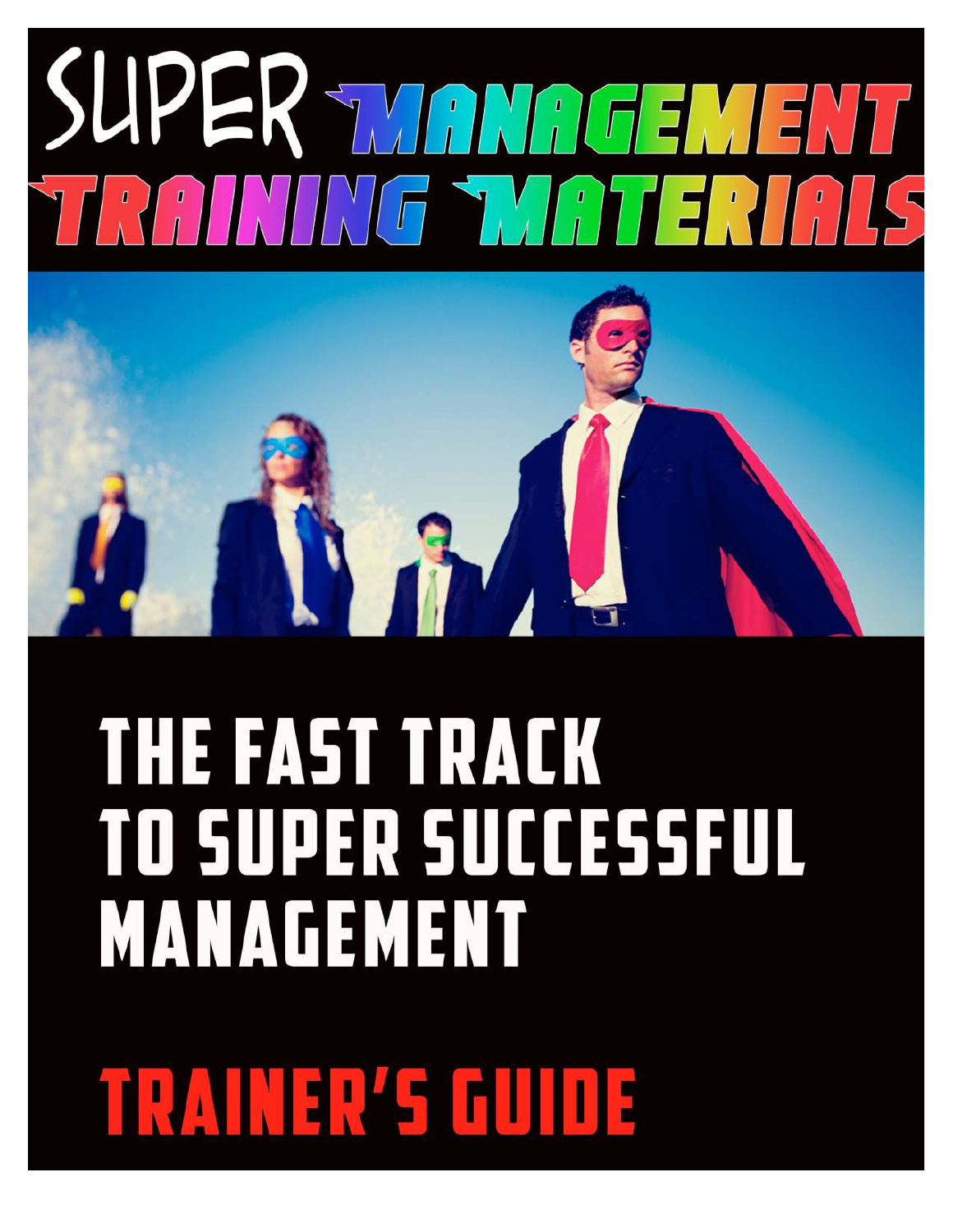# SUPER MANAGEMENT TRAINING MATERIALS

## THE FAST TRACK TO SUPER SUCCESSFUL MANAGEMENT

## TRAINER'S GUIDE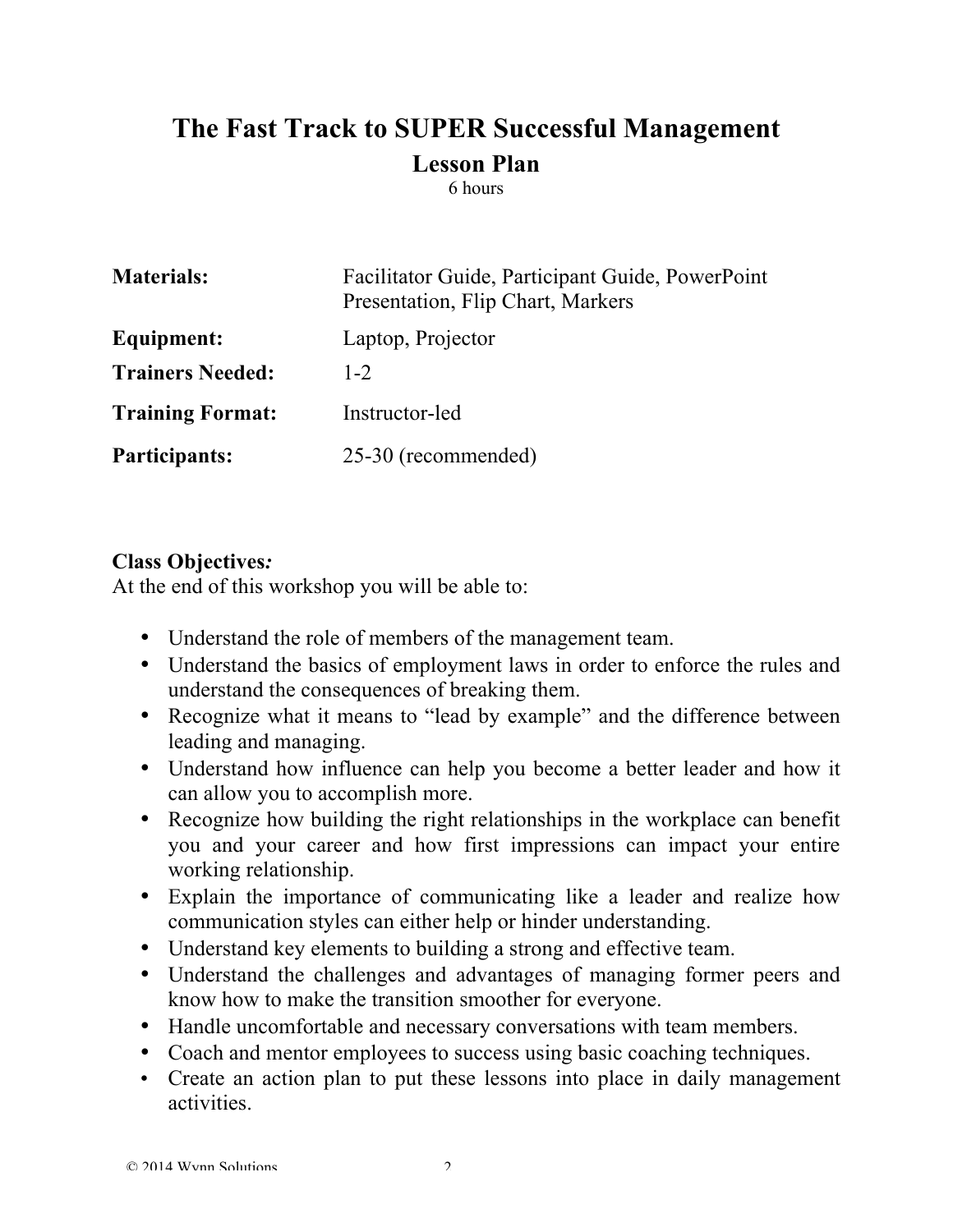# The Fast Track to SUPER Successful Management

## Lesson Plan

6 hours

| | |
|---|---|
| **Materials:** | Facilitator Guide, Participant Guide, PowerPoint Presentation, Flip Chart, Markers |
| **Equipment:** | Laptop, Projector |
| **Trainers Needed:** | 1-2 |
| **Training Format:** | Instructor-led |
| **Participants:** | 25-30 (recommended) |

**Class Objectives*:***
At the end of this workshop you will be able to:

- Understand the role of members of the management team.
- Understand the basics of employment laws in order to enforce the rules and understand the consequences of breaking them.
- Recognize what it means to "lead by example" and the difference between leading and managing.
- Understand how influence can help you become a better leader and how it can allow you to accomplish more.
- Recognize how building the right relationships in the workplace can benefit you and your career and how first impressions can impact your entire working relationship.
- Explain the importance of communicating like a leader and realize how communication styles can either help or hinder understanding.
- Understand key elements to building a strong and effective team.
- Understand the challenges and advantages of managing former peers and know how to make the transition smoother for everyone.
- Handle uncomfortable and necessary conversations with team members.
- Coach and mentor employees to success using basic coaching techniques.
- Create an action plan to put these lessons into place in daily management activities.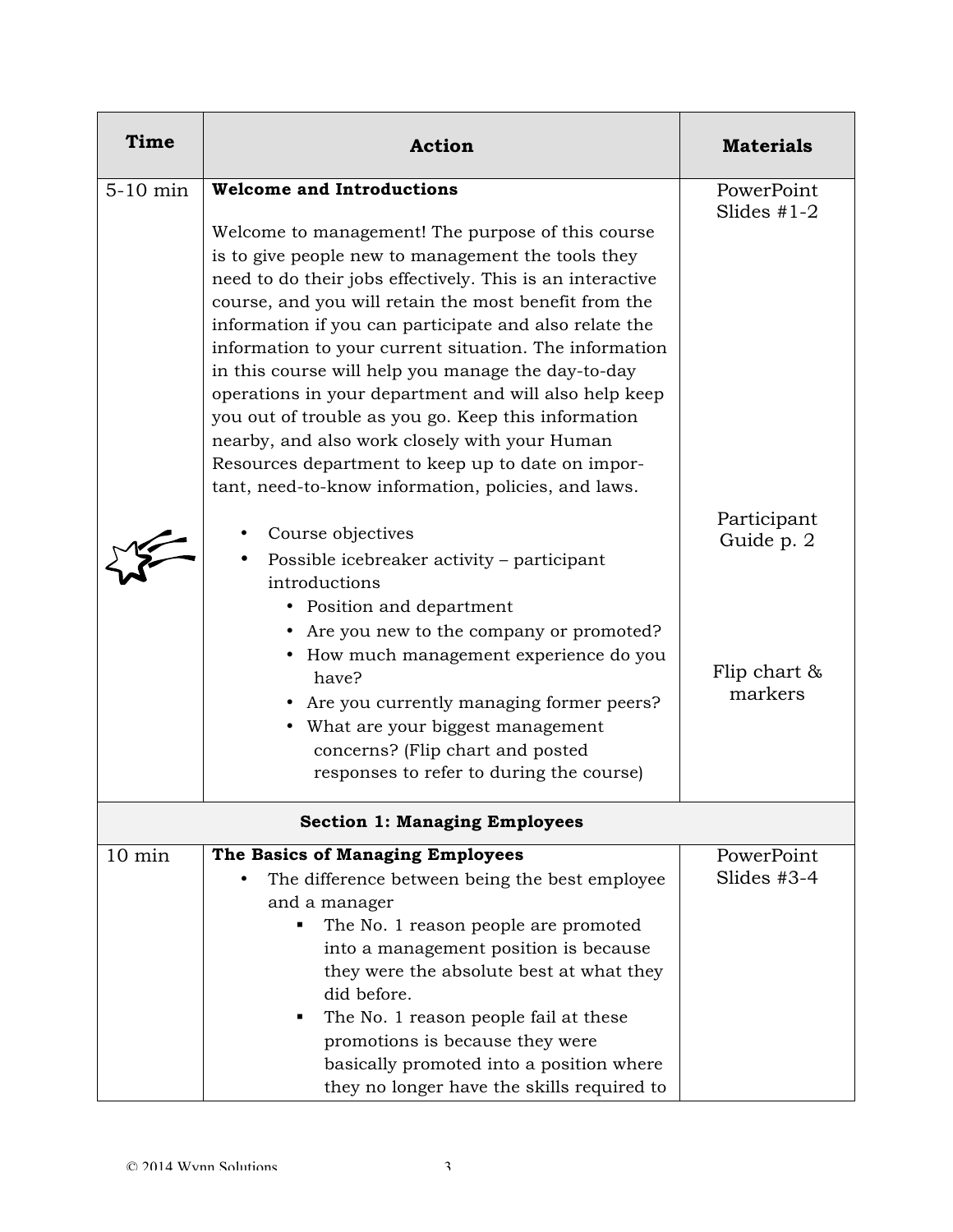| Time | Action | Materials |
|---|---|---|
| 5-10 min | **Welcome and Introductions**<br><br>Welcome to management! The purpose of this course is to give people new to management the tools they need to do their jobs effectively. This is an interactive course, and you will retain the most benefit from the information if you can participate and also relate the information to your current situation. The information in this course will help you manage the day-to-day operations in your department and will also help keep you out of trouble as you go. Keep this information nearby, and also work closely with your Human Resources department to keep up to date on important, need-to-know information, policies, and laws.<br><br>• Course objectives<br>• Possible icebreaker activity – participant introductions<br>&nbsp;&nbsp;• Position and department<br>&nbsp;&nbsp;• Are you new to the company or promoted?<br>&nbsp;&nbsp;• How much management experience do you have?<br>&nbsp;&nbsp;• Are you currently managing former peers?<br>&nbsp;&nbsp;• What are your biggest management concerns? (Flip chart and posted responses to refer to during the course) | PowerPoint Slides #1-2<br><br>Participant Guide p. 2<br><br>Flip chart & markers |
| | **Section 1: Managing Employees** | |
| 10 min | **The Basics of Managing Employees**<br>• The difference between being the best employee and a manager<br>&nbsp;&nbsp;▪ The No. 1 reason people are promoted into a management position is because they were the absolute best at what they did before.<br>&nbsp;&nbsp;▪ The No. 1 reason people fail at these promotions is because they were basically promoted into a position where they no longer have the skills required to | PowerPoint Slides #3-4 |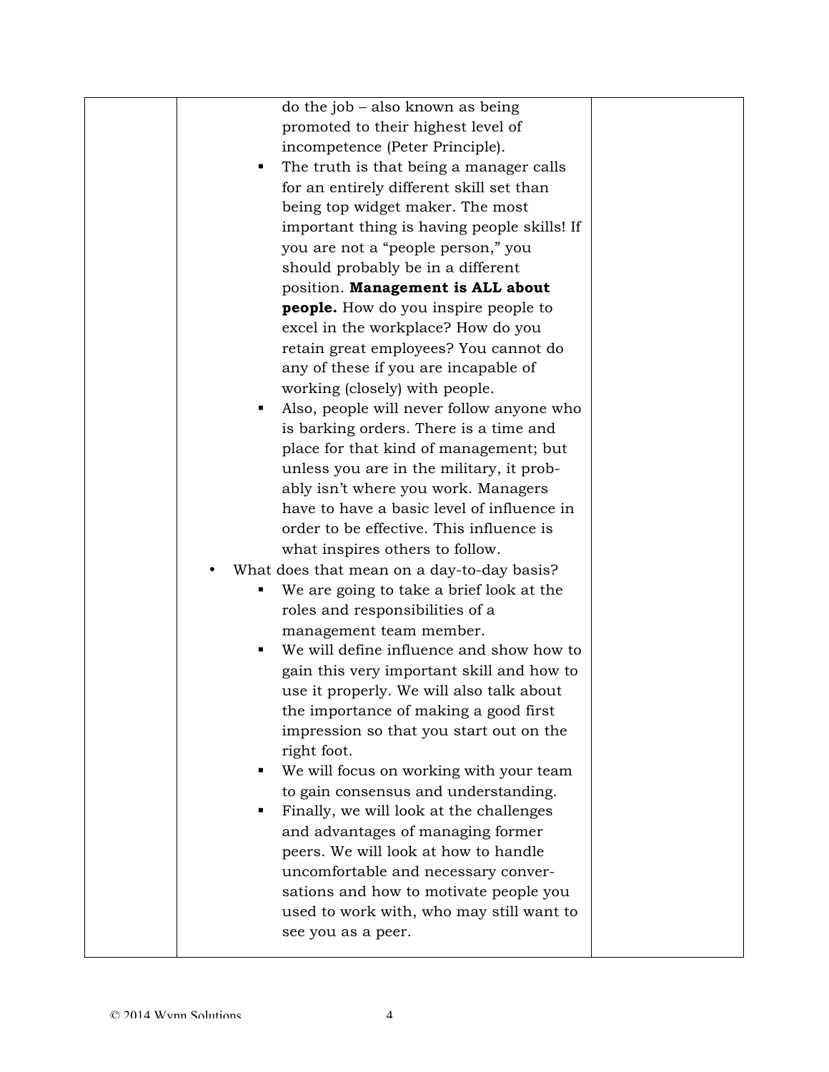| | | |
|---|---|---|
| | do the job – also known as being promoted to their highest level of incompetence (Peter Principle).<br>▪ The truth is that being a manager calls for an entirely different skill set than being top widget maker. The most important thing is having people skills! If you are not a "people person," you should probably be in a different position. **Management is ALL about people.** How do you inspire people to excel in the workplace? How do you retain great employees? You cannot do any of these if you are incapable of working (closely) with people.<br>▪ Also, people will never follow anyone who is barking orders. There is a time and place for that kind of management; but unless you are in the military, it probably isn't where you work. Managers have to have a basic level of influence in order to be effective. This influence is what inspires others to follow.<br>• What does that mean on a day-to-day basis?<br>▪ We are going to take a brief look at the roles and responsibilities of a management team member.<br>▪ We will define influence and show how to gain this very important skill and how to use it properly. We will also talk about the importance of making a good first impression so that you start out on the right foot.<br>▪ We will focus on working with your team to gain consensus and understanding.<br>▪ Finally, we will look at the challenges and advantages of managing former peers. We will look at how to handle uncomfortable and necessary conversations and how to motivate people you used to work with, who may still want to see you as a peer. | |

© 2014 Wynn Solutions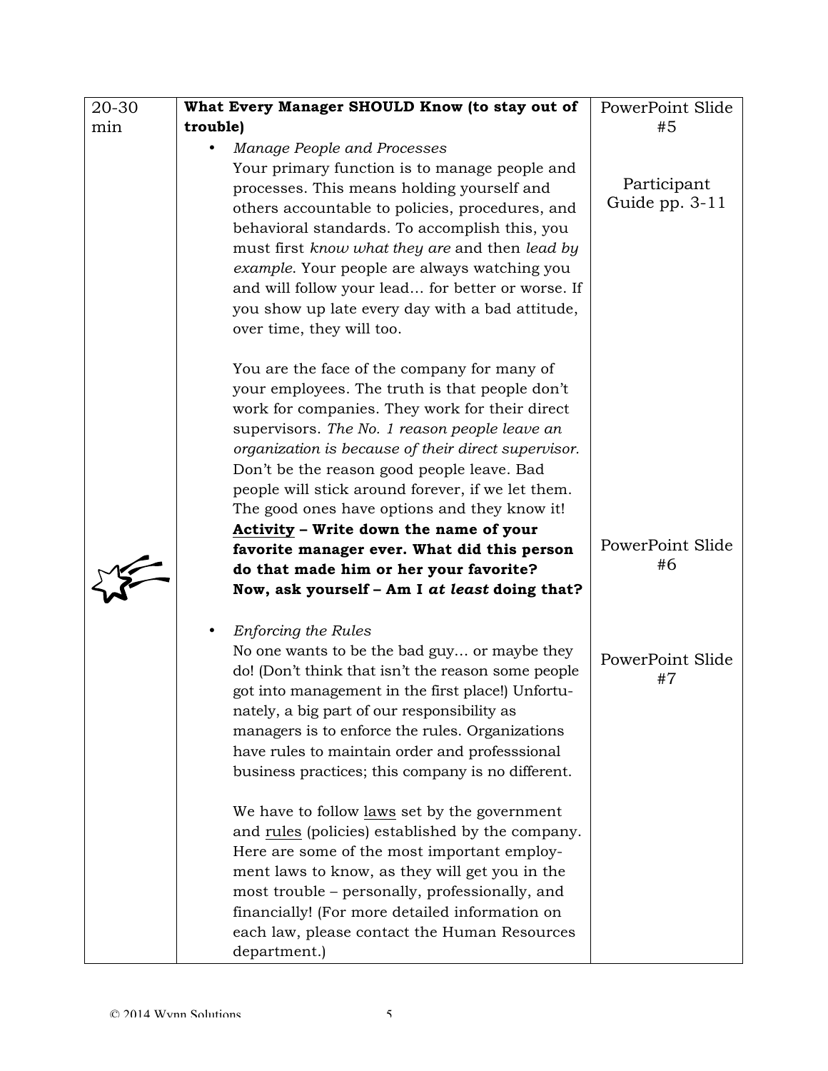| | | |
|---|---|---|
| 20-30 min | **What Every Manager SHOULD Know (to stay out of trouble)**<br><br>• *Manage People and Processes*<br>Your primary function is to manage people and processes. This means holding yourself and others accountable to policies, procedures, and behavioral standards. To accomplish this, you must first *know what they are* and then *lead by example*. Your people are always watching you and will follow your lead… for better or worse. If you show up late every day with a bad attitude, over time, they will too.<br><br>You are the face of the company for many of your employees. The truth is that people don't work for companies. They work for their direct supervisors. *The No. 1 reason people leave an organization is because of their direct supervisor.* Don't be the reason good people leave. Bad people will stick around forever, if we let them. The good ones have options and they know it! | PowerPoint Slide #5<br><br>Participant Guide pp. 3-11 |
| | **<u>Activity</u> – Write down the name of your favorite manager ever. What did this person do that made him or her your favorite? Now, ask yourself – Am I *at least* doing that?** | PowerPoint Slide #6 |
| | • *Enforcing the Rules*<br>No one wants to be the bad guy… or maybe they do! (Don't think that isn't the reason some people got into management in the first place!) Unfortunately, a big part of our responsibility as managers is to enforce the rules. Organizations have rules to maintain order and professsional business practices; this company is no different.<br><br>We have to follow <u>laws</u> set by the government and <u>rules</u> (policies) established by the company. Here are some of the most important employment laws to know, as they will get you in the most trouble – personally, professionally, and financially! (For more detailed information on each law, please contact the Human Resources department.) | PowerPoint Slide #7 |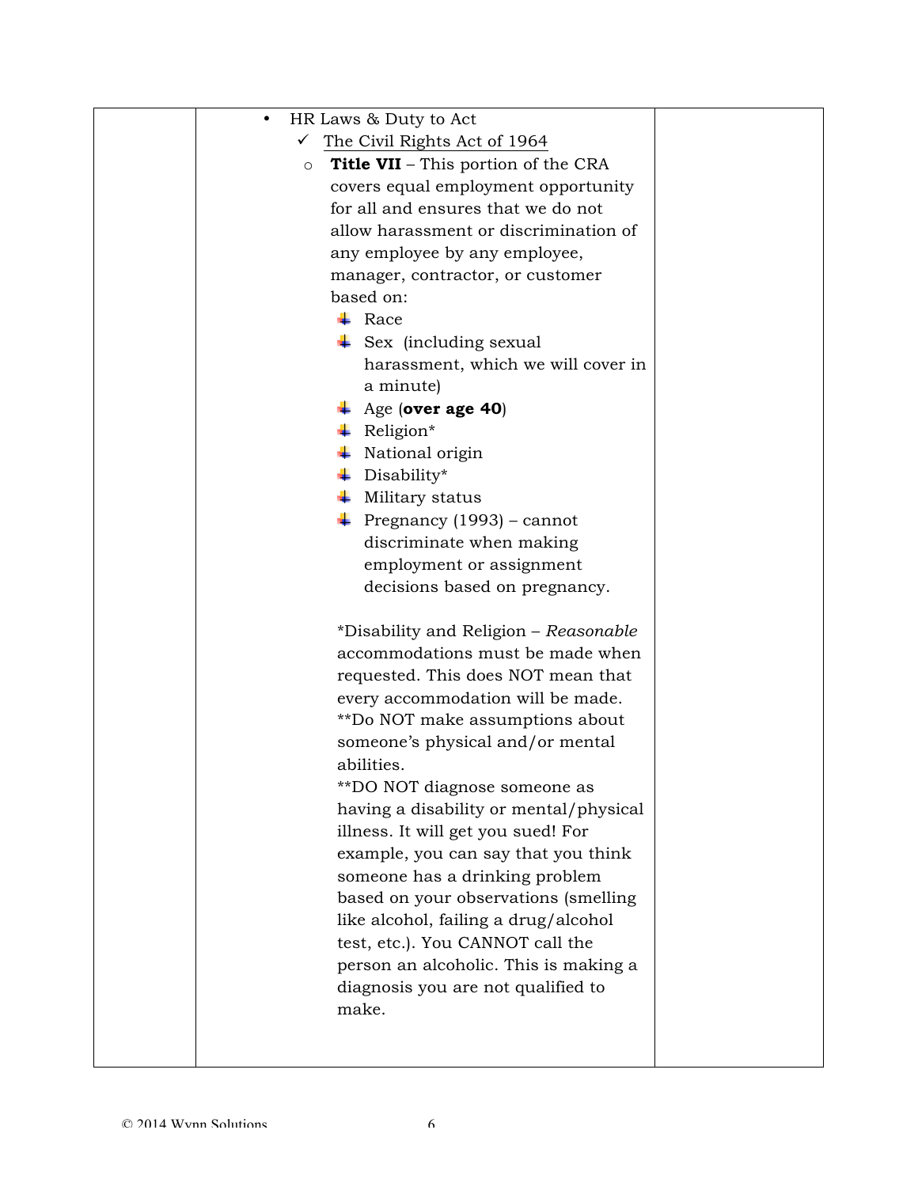| | | |
|---|---|---|
| | • HR Laws & Duty to Act<br>✓ The Civil Rights Act of 1964<br>o **Title VII** – This portion of the CRA covers equal employment opportunity for all and ensures that we do not allow harassment or discrimination of any employee by any employee, manager, contractor, or customer based on:<br>- Race<br>- Sex (including sexual harassment, which we will cover in a minute)<br>- Age (**over age 40**)<br>- Religion*<br>- National origin<br>- Disability*<br>- Military status<br>- Pregnancy (1993) – cannot discriminate when making employment or assignment decisions based on pregnancy.<br><br>*Disability and Religion – *Reasonable* accommodations must be made when requested. This does NOT mean that every accommodation will be made.<br>**Do NOT make assumptions about someone's physical and/or mental abilities.<br>**DO NOT diagnose someone as having a disability or mental/physical illness. It will get you sued! For example, you can say that you think someone has a drinking problem based on your observations (smelling like alcohol, failing a drug/alcohol test, etc.). You CANNOT call the person an alcoholic. This is making a diagnosis you are not qualified to make. | |

© 2014 Wynn Solutions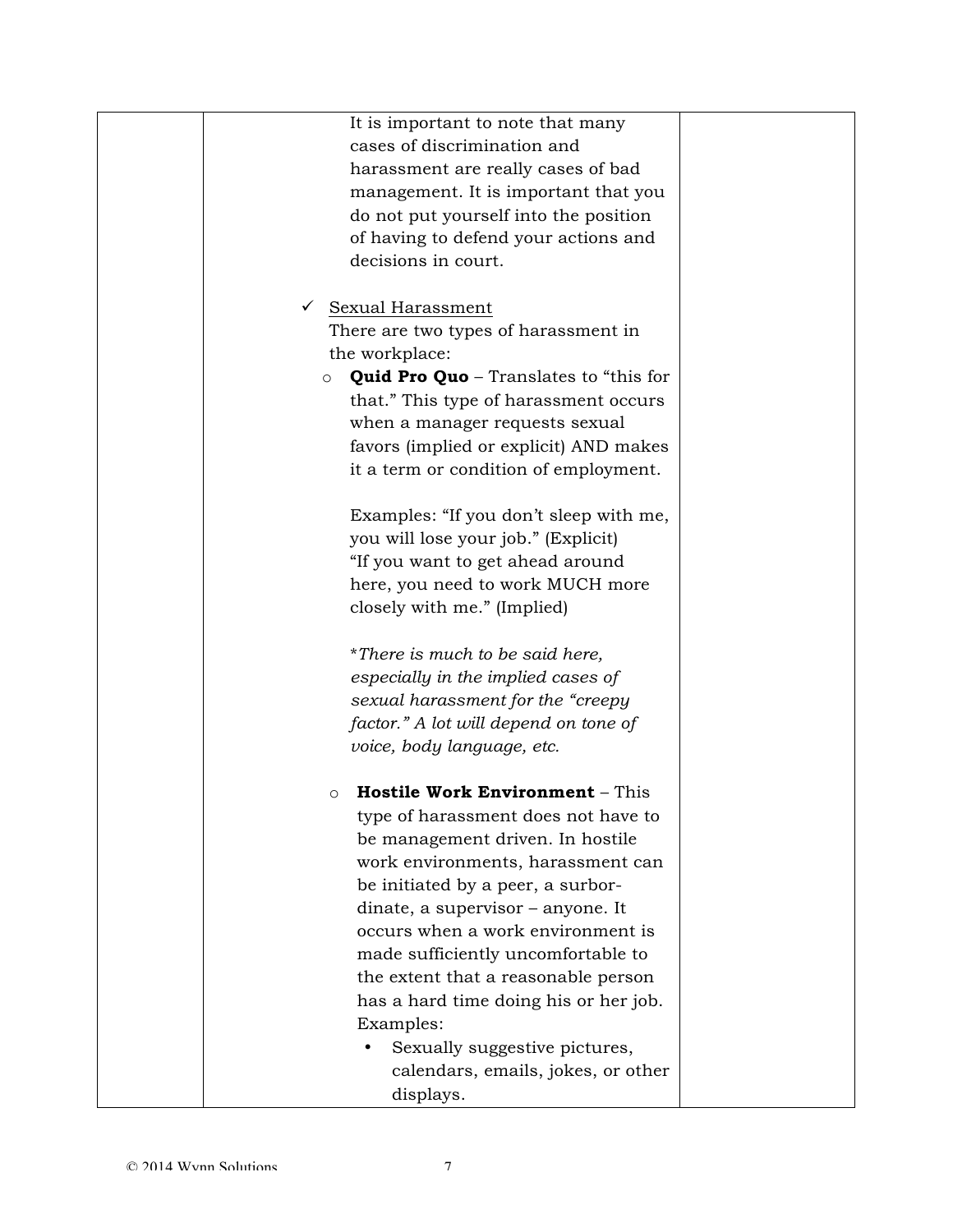| | | |
|---|---|---|
| | It is important to note that many cases of discrimination and harassment are really cases of bad management. It is important that you do not put yourself into the position of having to defend your actions and decisions in court.<br><br>✓ Sexual Harassment<br>There are two types of harassment in the workplace:<br>o **Quid Pro Quo** – Translates to "this for that." This type of harassment occurs when a manager requests sexual favors (implied or explicit) AND makes it a term or condition of employment.<br><br>Examples: "If you don't sleep with me, you will lose your job." (Explicit)<br>"If you want to get ahead around here, you need to work MUCH more closely with me." (Implied)<br><br>**There is much to be said here, especially in the implied cases of sexual harassment for the "creepy factor." A lot will depend on tone of voice, body language, etc.*<br><br>o **Hostile Work Environment** – This type of harassment does not have to be management driven. In hostile work environments, harassment can be initiated by a peer, a surbor-dinate, a supervisor – anyone. It occurs when a work environment is made sufficiently uncomfortable to the extent that a reasonable person has a hard time doing his or her job.<br>Examples:<br>• Sexually suggestive pictures, calendars, emails, jokes, or other displays. | |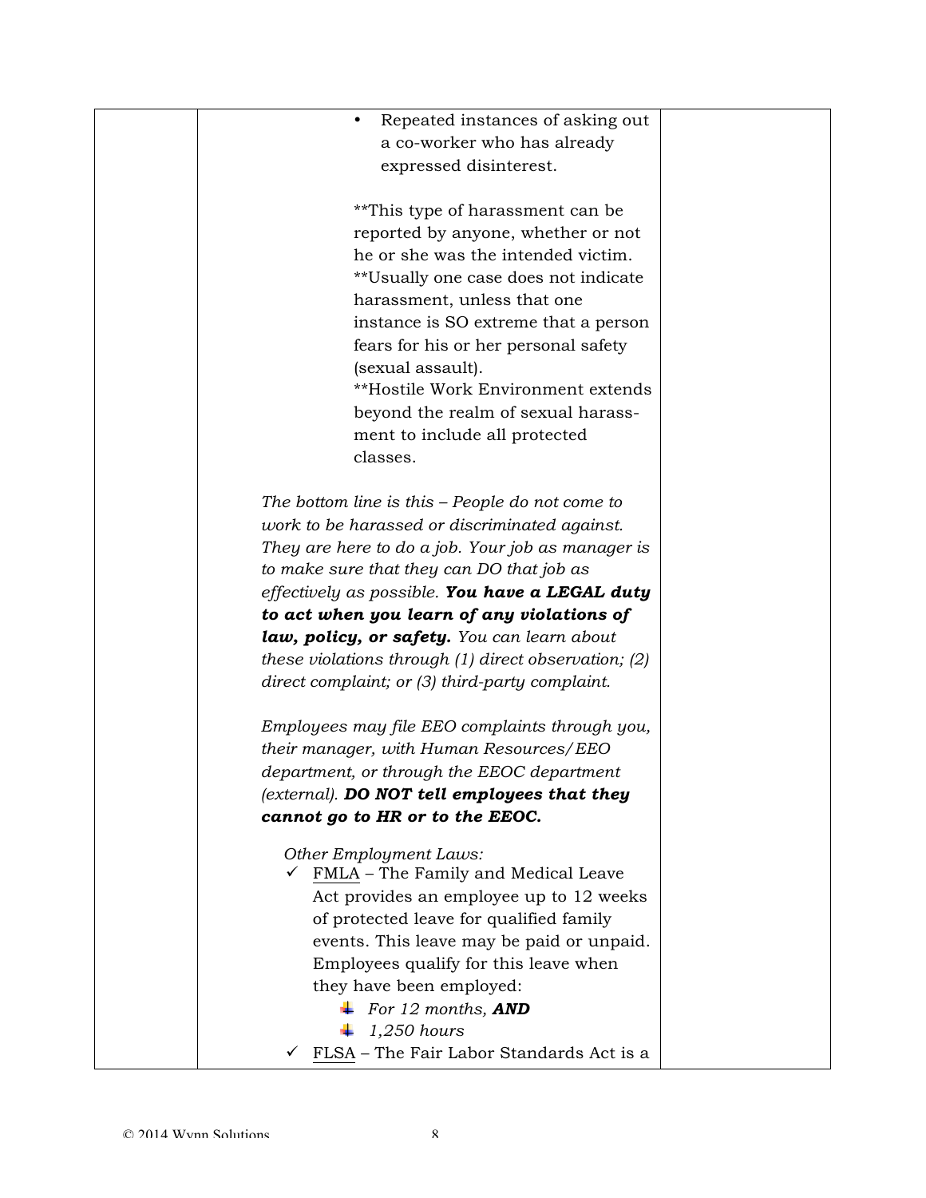| | | |
|---|---|---|
| | • Repeated instances of asking out a co-worker who has already expressed disinterest.<br><br>**This type of harassment can be reported by anyone, whether or not he or she was the intended victim.<br>**Usually one case does not indicate harassment, unless that one instance is SO extreme that a person fears for his or her personal safety (sexual assault).<br>**Hostile Work Environment extends beyond the realm of sexual harassment to include all protected classes.<br><br>*The bottom line is this – People do not come to work to be harassed or discriminated against. They are here to do a job. Your job as manager is to make sure that they can DO that job as effectively as possible.* ***You have a LEGAL duty to act when you learn of any violations of law, policy, or safety.*** *You can learn about these violations through (1) direct observation; (2) direct complaint; or (3) third-party complaint.*<br><br>*Employees may file EEO complaints through you, their manager, with Human Resources/EEO department, or through the EEOC department (external).* ***DO NOT tell employees that they cannot go to HR or to the EEOC.***<br><br>*Other Employment Laws:*<br>✓ FMLA – The Family and Medical Leave Act provides an employee up to 12 weeks of protected leave for qualified family events. This leave may be paid or unpaid. Employees qualify for this leave when they have been employed:<br>- *For 12 months,* ***AND***<br>- *1,250 hours*<br>✓ FLSA – The Fair Labor Standards Act is a | |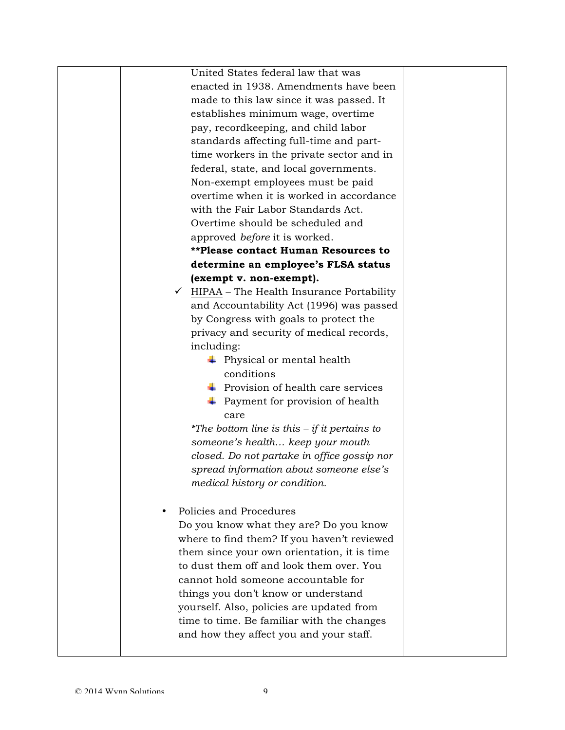| | | |
|---|---|---|
| | United States federal law that was enacted in 1938. Amendments have been made to this law since it was passed. It establishes minimum wage, overtime pay, recordkeeping, and child labor standards affecting full-time and part-time workers in the private sector and in federal, state, and local governments. Non-exempt employees must be paid overtime when it is worked in accordance with the Fair Labor Standards Act. Overtime should be scheduled and approved *before* it is worked. **\*\*Please contact Human Resources to determine an employee's FLSA status (exempt v. non-exempt).** <br><br> ✓ <u>HIPAA</u> – The Health Insurance Portability and Accountability Act (1996) was passed by Congress with goals to protect the privacy and security of medical records, including: <br> + Physical or mental health conditions <br> + Provision of health care services <br> + Payment for provision of health care <br> *\*The bottom line is this – if it pertains to someone's health… keep your mouth closed. Do not partake in office gossip nor spread information about someone else's medical history or condition.* <br><br> • Policies and Procedures <br> Do you know what they are? Do you know where to find them? If you haven't reviewed them since your own orientation, it is time to dust them off and look them over. You cannot hold someone accountable for things you don't know or understand yourself. Also, policies are updated from time to time. Be familiar with the changes and how they affect you and your staff. | |

© 2014 Wynn Solutions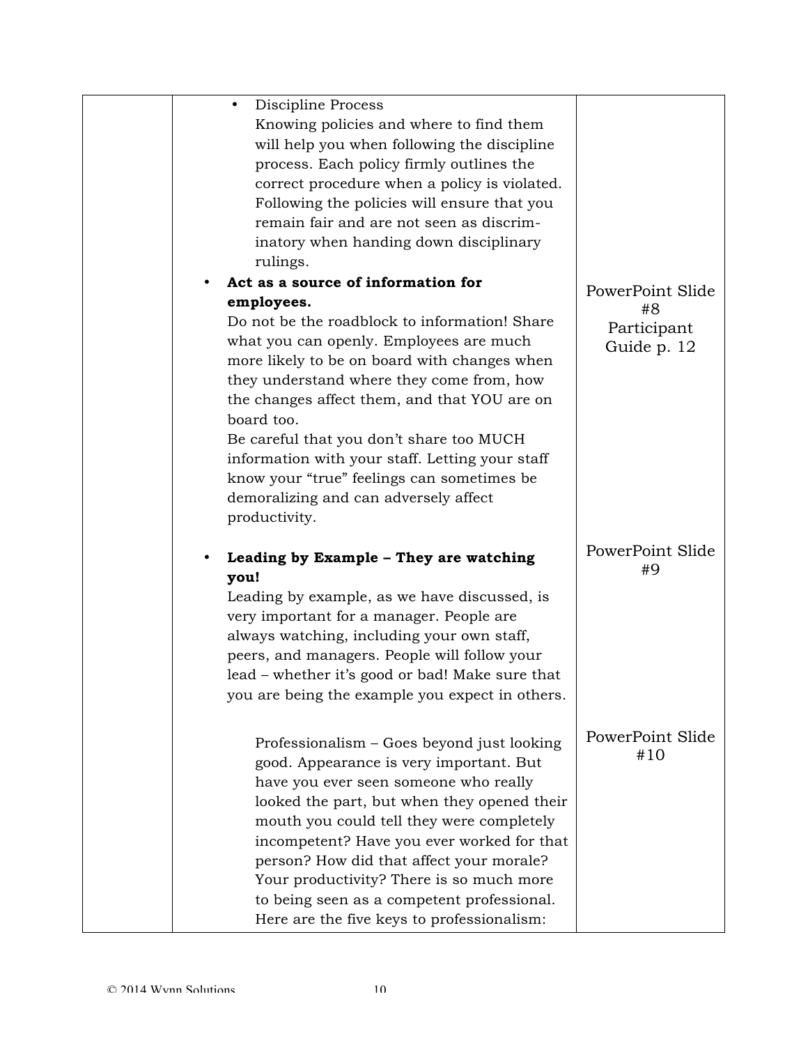| | | |
|---|---|---|
| | • Discipline Process<br>Knowing policies and where to find them will help you when following the discipline process. Each policy firmly outlines the correct procedure when a policy is violated. Following the policies will ensure that you remain fair and are not seen as discriminatory when handing down disciplinary rulings.<br>• **Act as a source of information for employees.**<br>Do not be the roadblock to information! Share what you can openly. Employees are much more likely to be on board with changes when they understand where they come from, how the changes affect them, and that YOU are on board too.<br>Be careful that you don't share too MUCH information with your staff. Letting your staff know your "true" feelings can sometimes be demoralizing and can adversely affect productivity. | PowerPoint Slide #8<br>Participant Guide p. 12 |
| | • **Leading by Example – They are watching you!**<br>Leading by example, as we have discussed, is very important for a manager. People are always watching, including your own staff, peers, and managers. People will follow your lead – whether it's good or bad! Make sure that you are being the example you expect in others. | PowerPoint Slide #9 |
| | Professionalism – Goes beyond just looking good. Appearance is very important. But have you ever seen someone who really looked the part, but when they opened their mouth you could tell they were completely incompetent? Have you ever worked for that person? How did that affect your morale? Your productivity? There is so much more to being seen as a competent professional. Here are the five keys to professionalism: | PowerPoint Slide #10 |

© 2014 Wynn Solutions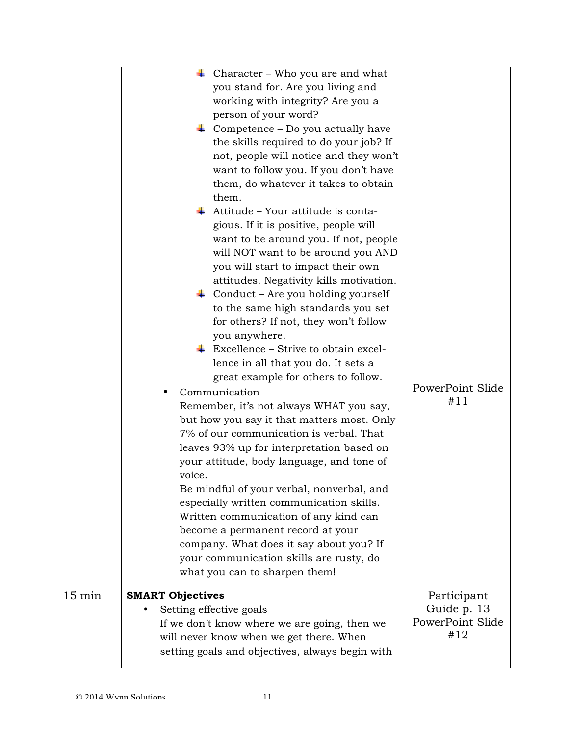| | | |
|---|---|---|
| | ✦ Character – Who you are and what you stand for. Are you living and working with integrity? Are you a person of your word?<br>✦ Competence – Do you actually have the skills required to do your job? If not, people will notice and they won't want to follow you. If you don't have them, do whatever it takes to obtain them.<br>✦ Attitude – Your attitude is contagious. If it is positive, people will want to be around you. If not, people will NOT want to be around you AND you will start to impact their own attitudes. Negativity kills motivation.<br>✦ Conduct – Are you holding yourself to the same high standards you set for others? If not, they won't follow you anywhere.<br>✦ Excellence – Strive to obtain excellence in all that you do. It sets a great example for others to follow.<br>• Communication<br>Remember, it's not always WHAT you say, but how you say it that matters most. Only 7% of our communication is verbal. That leaves 93% up for interpretation based on your attitude, body language, and tone of voice.<br>Be mindful of your verbal, nonverbal, and especially written communication skills. Written communication of any kind can become a permanent record at your company. What does it say about you? If your communication skills are rusty, do what you can to sharpen them! | PowerPoint Slide #11 |
| 15 min | **SMART Objectives**<br>• Setting effective goals<br>If we don't know where we are going, then we will never know when we get there. When setting goals and objectives, always begin with | Participant Guide p. 13<br>PowerPoint Slide #12 |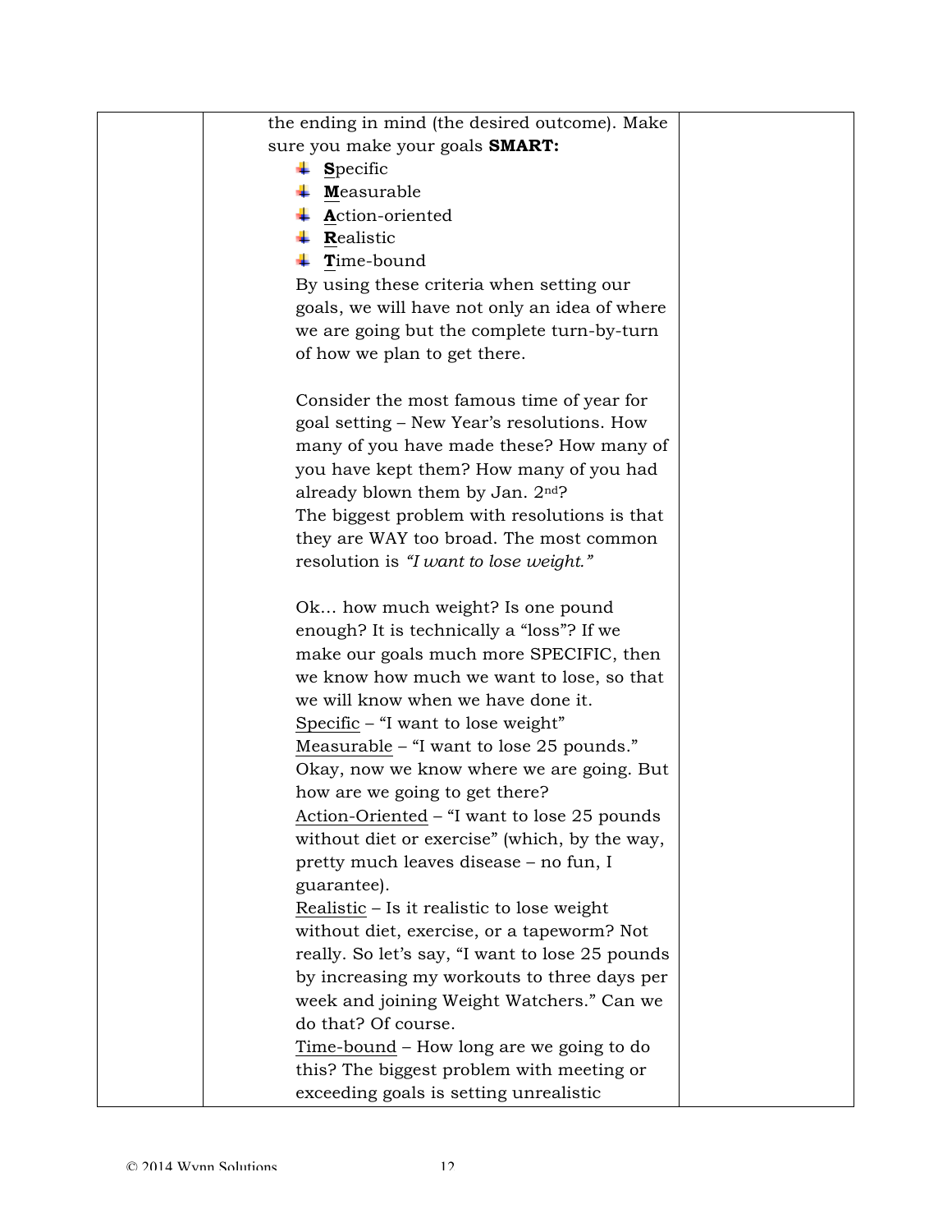| | | |
|---|---|---|
| | the ending in mind (the desired outcome). Make sure you make your goals **SMART:**<br>- **S**pecific<br>- **M**easurable<br>- **A**ction-oriented<br>- **R**ealistic<br>- **T**ime-bound<br><br>By using these criteria when setting our goals, we will have not only an idea of where we are going but the complete turn-by-turn of how we plan to get there.<br><br>Consider the most famous time of year for goal setting – New Year's resolutions. How many of you have made these? How many of you have kept them? How many of you had already blown them by Jan. 2nd?<br>The biggest problem with resolutions is that they are WAY too broad. The most common resolution is *"I want to lose weight."*<br><br>Ok… how much weight? Is one pound enough? It is technically a "loss"? If we make our goals much more SPECIFIC, then we know how much we want to lose, so that we will know when we have done it.<br>Specific – "I want to lose weight"<br>Measurable – "I want to lose 25 pounds." Okay, now we know where we are going. But how are we going to get there?<br>Action-Oriented – "I want to lose 25 pounds without diet or exercise" (which, by the way, pretty much leaves disease – no fun, I guarantee).<br>Realistic – Is it realistic to lose weight without diet, exercise, or a tapeworm? Not really. So let's say, "I want to lose 25 pounds by increasing my workouts to three days per week and joining Weight Watchers." Can we do that? Of course.<br>Time-bound – How long are we going to do this? The biggest problem with meeting or exceeding goals is setting unrealistic | |

© 2014 Wynn Solutions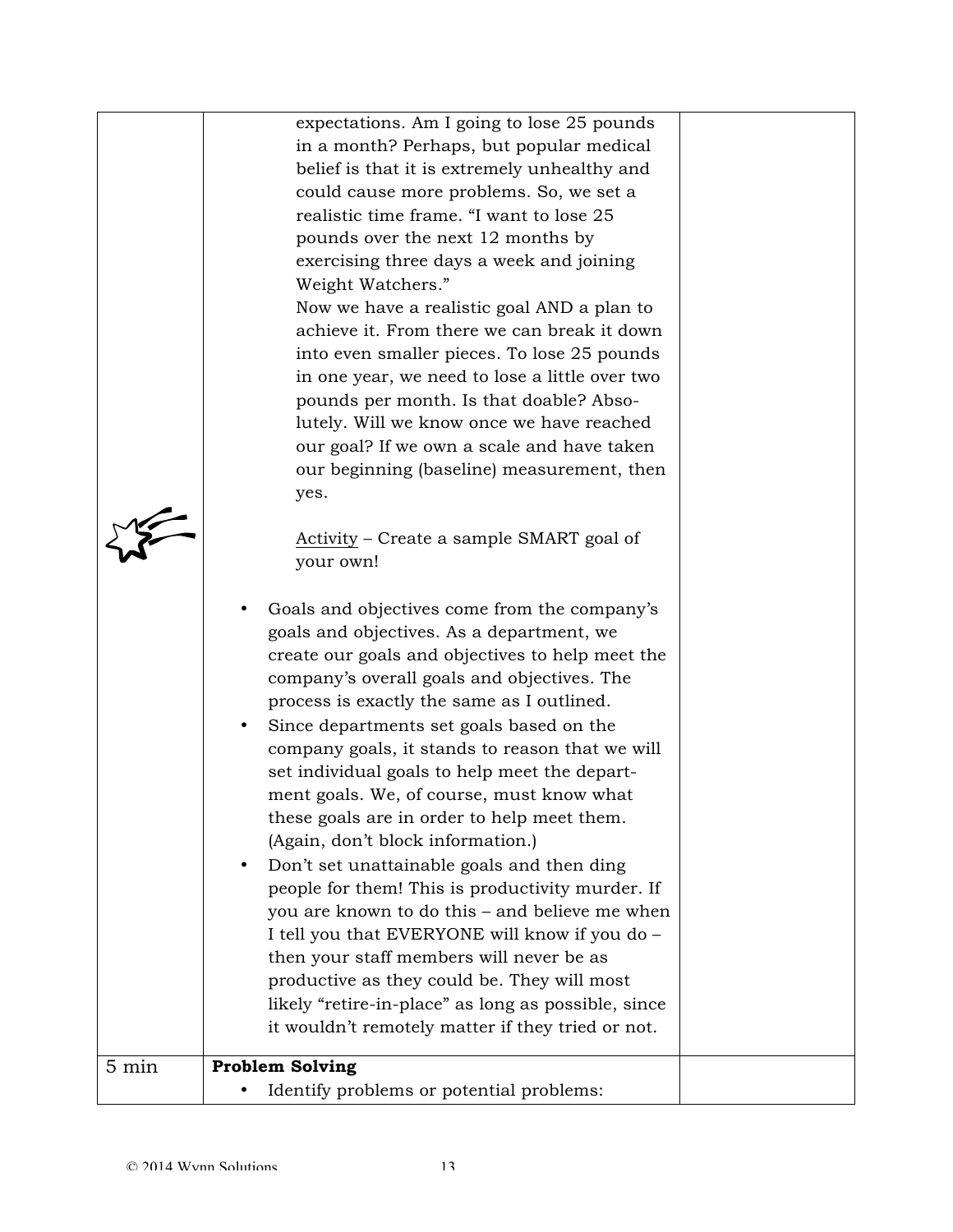| | | |
|---|---|---|
| | expectations. Am I going to lose 25 pounds in a month? Perhaps, but popular medical belief is that it is extremely unhealthy and could cause more problems. So, we set a realistic time frame. "I want to lose 25 pounds over the next 12 months by exercising three days a week and joining Weight Watchers."<br>Now we have a realistic goal AND a plan to achieve it. From there we can break it down into even smaller pieces. To lose 25 pounds in one year, we need to lose a little over two pounds per month. Is that doable? Absolutely. Will we know once we have reached our goal? If we own a scale and have taken our beginning (baseline) measurement, then yes.<br><br>Activity – Create a sample SMART goal of your own!<br><br>• Goals and objectives come from the company's goals and objectives. As a department, we create our goals and objectives to help meet the company's overall goals and objectives. The process is exactly the same as I outlined.<br>• Since departments set goals based on the company goals, it stands to reason that we will set individual goals to help meet the department goals. We, of course, must know what these goals are in order to help meet them. (Again, don't block information.)<br>• Don't set unattainable goals and then ding people for them! This is productivity murder. If you are known to do this – and believe me when I tell you that EVERYONE will know if you do – then your staff members will never be as productive as they could be. They will most likely "retire-in-place" as long as possible, since it wouldn't remotely matter if they tried or not. | |
| 5 min | **Problem Solving**<br>• Identify problems or potential problems: | |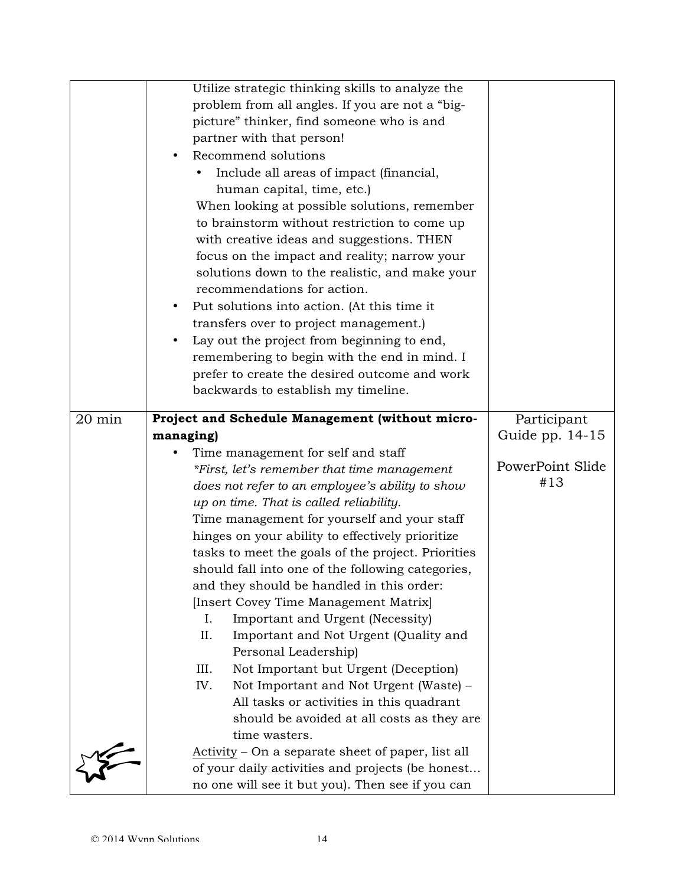| | | |
|---|---|---|
| | Utilize strategic thinking skills to analyze the problem from all angles. If you are not a "big-picture" thinker, find someone who is and partner with that person!<br>• Recommend solutions<br>  • Include all areas of impact (financial, human capital, time, etc.)<br>When looking at possible solutions, remember to brainstorm without restriction to come up with creative ideas and suggestions. THEN focus on the impact and reality; narrow your solutions down to the realistic, and make your recommendations for action.<br>• Put solutions into action. (At this time it transfers over to project management.)<br>• Lay out the project from beginning to end, remembering to begin with the end in mind. I prefer to create the desired outcome and work backwards to establish my timeline. | |
| 20 min | **Project and Schedule Management (without micro-managing)**<br>• Time management for self and staff<br>*\*First, let's remember that time management does not refer to an employee's ability to show up on time. That is called reliability.*<br>Time management for yourself and your staff hinges on your ability to effectively prioritize tasks to meet the goals of the project. Priorities should fall into one of the following categories, and they should be handled in this order:<br>[Insert Covey Time Management Matrix]<br>I. Important and Urgent (Necessity)<br>II. Important and Not Urgent (Quality and Personal Leadership)<br>III. Not Important but Urgent (Deception)<br>IV. Not Important and Not Urgent (Waste) – All tasks or activities in this quadrant should be avoided at all costs as they are time wasters.<br><u>Activity</u> – On a separate sheet of paper, list all of your daily activities and projects (be honest… no one will see it but you). Then see if you can | Participant Guide pp. 14-15<br><br>PowerPoint Slide #13 |

© 2014 Wynn Solutions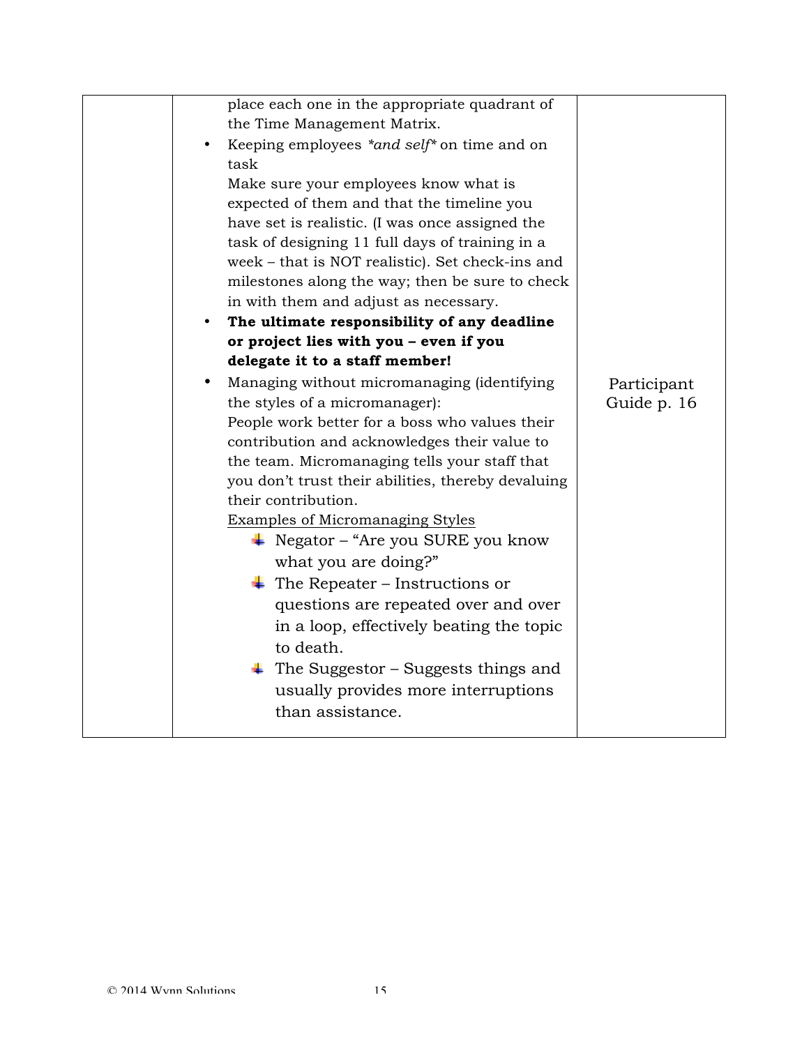| | | |
|---|---|---|
| | place each one in the appropriate quadrant of the Time Management Matrix.<br>• Keeping employees *\*and self\** on time and on task<br>Make sure your employees know what is expected of them and that the timeline you have set is realistic. (I was once assigned the task of designing 11 full days of training in a week – that is NOT realistic). Set check-ins and milestones along the way; then be sure to check in with them and adjust as necessary.<br>• **The ultimate responsibility of any deadline or project lies with you – even if you delegate it to a staff member!**<br>• Managing without micromanaging (identifying the styles of a micromanager):<br>People work better for a boss who values their contribution and acknowledges their value to the team. Micromanaging tells your staff that you don't trust their abilities, thereby devaluing their contribution.<br><u>Examples of Micromanaging Styles</u><br>◦ Negator – "Are you SURE you know what you are doing?"<br>◦ The Repeater – Instructions or questions are repeated over and over in a loop, effectively beating the topic to death.<br>◦ The Suggestor – Suggests things and usually provides more interruptions than assistance. | Participant Guide p. 16 |

© 2014 Wynn Solutions